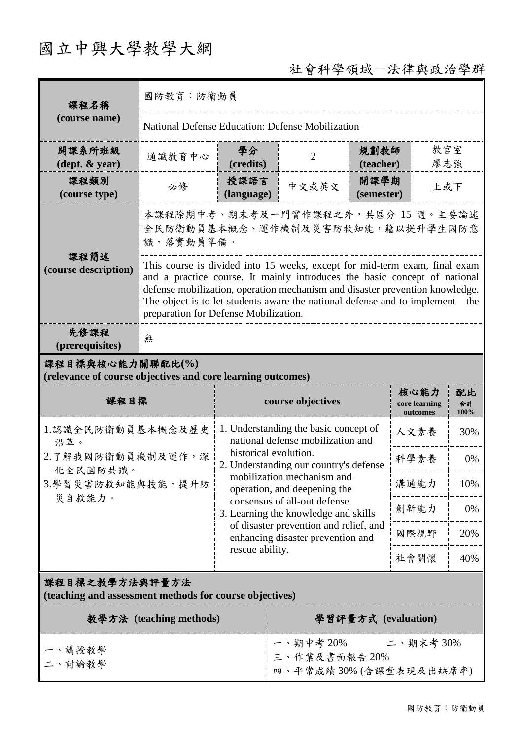# 國立中興大學教學大綱

社會科學領域－法律與政治學群

| 課程名稱 (course name) | 國防教育：防衛動員 | | | | |
|---|---|---|---|---|---|
| | National Defense Education: Defense Mobilization | | | | |
| 開課系所班級 (dept. & year) | 通識教育中心 | 學分 (credits) | 2 | 規劃教師 (teacher) | 教官室 廖志強 |
| 課程類別 (course type) | 必修 | 授課語言 (language) | 中文或英文 | 開課學期 (semester) | 上或下 |
| 課程簡述 (course description) | 本課程除期中考、期末考及一門實作課程之外，共區分 15 週。主要論述全民防衛動員基本概念、運作機制及災害防救知能，藉以提升學生國防意識，落實動員準備。 | | | | |
| | This course is divided into 15 weeks, except for mid-term exam, final exam and a practice course. It mainly introduces the basic concept of national defense mobilization, operation mechanism and disaster prevention knowledge. The object is to let students aware the national defense and to implement the preparation for Defense Mobilization. | | | | |
| 先修課程 (prerequisites) | 無 | | | | |

## 課程目標與核心能力關聯配比(%) (relevance of course objectives and core learning outcomes)

| 課程目標 | course objectives | 核心能力 core learning outcomes | 配比 合計 100% |
|---|---|---|---|
| 1.認識全民防衛動員基本概念及歷史沿革。<br>2.了解我國防衛動員機制及運作，深化全民國防共識。<br>3.學習災害防救知能與技能，提升防災自救能力。 | 1. Understanding the basic concept of national defense mobilization and historical evolution.<br>2. Understanding our country's defense mobilization mechanism and operation, and deepening the consensus of all-out defense.<br>3. Learning the knowledge and skills of disaster prevention and relief, and enhancing disaster prevention and rescue ability. | 人文素養 | 30% |
| | | 科學素養 | 0% |
| | | 溝通能力 | 10% |
| | | 創新能力 | 0% |
| | | 國際視野 | 20% |
| | | 社會關懷 | 40% |

## 課程目標之教學方法與評量方法 (teaching and assessment methods for course objectives)

| 教學方法 (teaching methods) | 學習評量方式 (evaluation) |
|---|---|
| 一、講授教學<br>二、討論教學 | 一、期中考 20%　　二、期末考 30%<br>三、作業及書面報告 20%<br>四、平常成績 30% (含課堂表現及出缺席率) |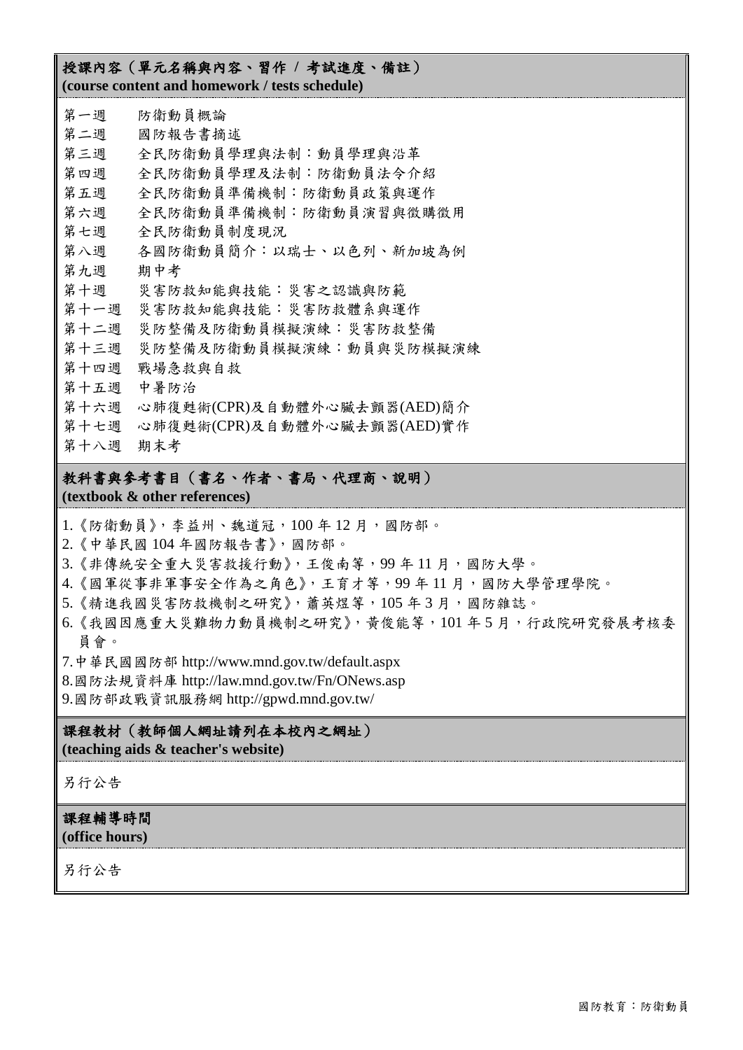## 授課內容（單元名稱與內容、習作 / 考試進度、備註）
**(course content and homework / tests schedule)**

第一週　防衛動員概論
第二週　國防報告書摘述
第三週　全民防衛動員學理與法制：動員學理與沿革
第四週　全民防衛動員學理及法制：防衛動員法令介紹
第五週　全民防衛動員準備機制：防衛動員政策與運作
第六週　全民防衛動員準備機制：防衛動員演習與徵購徵用
第七週　全民防衛動員制度現況
第八週　各國防衛動員簡介：以瑞士、以色列、新加坡為例
第九週　期中考
第十週　災害防救知能與技能：災害之認識與防範
第十一週　災害防救知能與技能：災害防救體系與運作
第十二週　災防整備及防衛動員模擬演練：災害防救整備
第十三週　災防整備及防衛動員模擬演練：動員與災防模擬演練
第十四週　戰場急救與自救
第十五週　中暑防治
第十六週　心肺復甦術(CPR)及自動體外心臟去顫器(AED)簡介
第十七週　心肺復甦術(CPR)及自動體外心臟去顫器(AED)實作
第十八週　期末考

## 教科書與參考書目（書名、作者、書局、代理商、說明）
**(textbook & other references)**

1.《防衛動員》，李益州、魏道冠，100 年 12 月，國防部。
2.《中華民國 104 年國防報告書》，國防部。
3.《非傳統安全重大災害救援行動》，王俊南等，99 年 11 月，國防大學。
4.《國軍從事非軍事安全作為之角色》，王育才等，99 年 11 月，國防大學管理學院。
5.《精進我國災害防救機制之研究》，蕭英煜等，105 年 3 月，國防雜誌。
6.《我國因應重大災難物力動員機制之研究》，黃俊能等，101 年 5 月，行政院研究發展考核委員會。
7.中華民國國防部 http://www.mnd.gov.tw/default.aspx
8.國防法規資料庫 http://law.mnd.gov.tw/Fn/ONews.asp
9.國防部政戰資訊服務網 http://gpwd.mnd.gov.tw/

## 課程教材（教師個人網址請列在本校內之網址）
**(teaching aids & teacher's website)**

另行公告

## 課程輔導時間
**(office hours)**

另行公告